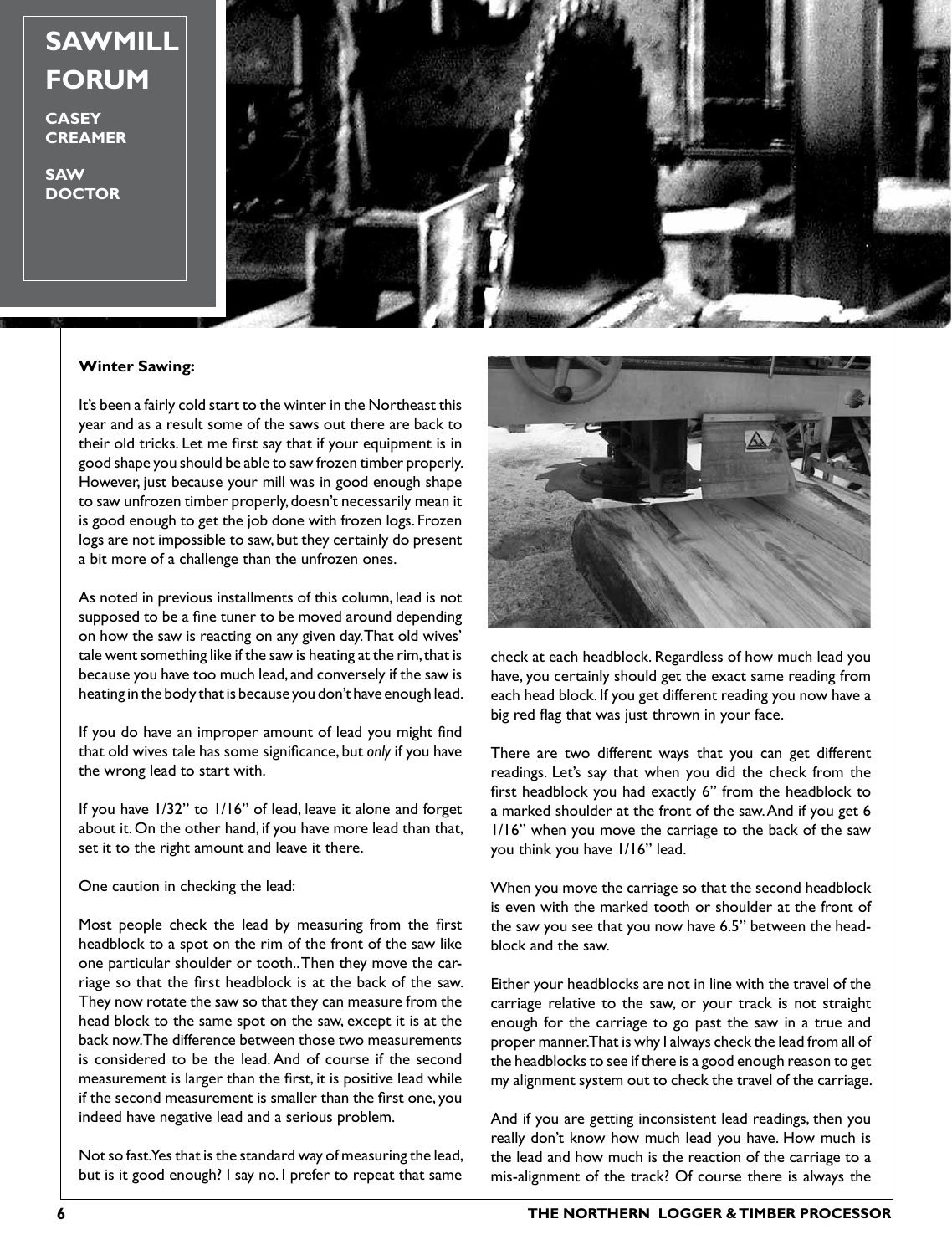# SAWMILL FORUM

**CASEY CREAMER**

**SAW DOCTOR**

**Winter Sawing:**

It's been a fairly cold start to the winter in the Northeast this year and as a result some of the saws out there are back to their old tricks. Let me first say that if your equipment is in good shape you should be able to saw frozen timber properly. However, just because your mill was in good enough shape to saw unfrozen timber properly, doesn't necessarily mean it is good enough to get the job done with frozen logs. Frozen logs are not impossible to saw, but they certainly do present a bit more of a challenge than the unfrozen ones.

As noted in previous installments of this column, lead is not supposed to be a fine tuner to be moved around depending on how the saw is reacting on any given day. That old wives' tale went something like if the saw is heating at the rim, that is because you have too much lead, and conversely if the saw is heating in the body that is because you don't have enough lead.

If you do have an improper amount of lead you might find that old wives tale has some significance, but *only* if you have the wrong lead to start with.

If you have 1/32" to 1/16" of lead, leave it alone and forget about it. On the other hand, if you have more lead than that, set it to the right amount and leave it there.

One caution in checking the lead:

Most people check the lead by measuring from the first headblock to a spot on the rim of the front of the saw like one particular shoulder or tooth.. Then they move the carriage so that the first headblock is at the back of the saw. They now rotate the saw so that they can measure from the head block to the same spot on the saw, except it is at the back now. The difference between those two measurements is considered to be the lead. And of course if the second measurement is larger than the first, it is positive lead while if the second measurement is smaller than the first one, you indeed have negative lead and a serious problem.

Not so fast. Yes that is the standard way of measuring the lead, but is it good enough? I say no. I prefer to repeat that same check at each headblock. Regardless of how much lead you have, you certainly should get the exact same reading from each head block. If you get different reading you now have a big red flag that was just thrown in your face.

There are two different ways that you can get different readings. Let's say that when you did the check from the first headblock you had exactly 6" from the headblock to a marked shoulder at the front of the saw. And if you get 6 1/16" when you move the carriage to the back of the saw you think you have 1/16" lead.

When you move the carriage so that the second headblock is even with the marked tooth or shoulder at the front of the saw you see that you now have 6.5" between the headblock and the saw.

Either your headblocks are not in line with the travel of the carriage relative to the saw, or your track is not straight enough for the carriage to go past the saw in a true and proper manner. That is why I always check the lead from all of the headblocks to see if there is a good enough reason to get my alignment system out to check the travel of the carriage.

And if you are getting inconsistent lead readings, then you really don't know how much lead you have. How much is the lead and how much is the reaction of the carriage to a mis-alignment of the track? Of course there is always the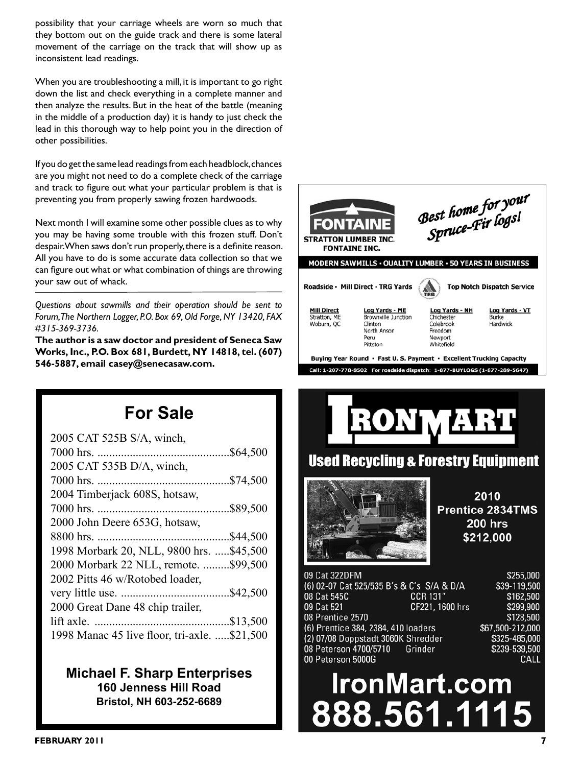possibility that your carriage wheels are worn so much that they bottom out on the guide track and there is some lateral movement of the carriage on the track that will show up as inconsistent lead readings.

When you are troubleshooting a mill, it is important to go right down the list and check everything in a complete manner and then analyze the results. But in the heat of the battle (meaning in the middle of a production day) it is handy to just check the lead in this thorough way to help point you in the direction of other possibilities.

If you do get the same lead readings from each headblock, chances are you might not need to do a complete check of the carriage and track to figure out what your particular problem is that is preventing you from properly sawing frozen hardwoods.

Next month I will examine some other possible clues as to why you may be having some trouble with this frozen stuff. Don't despair. When saws don't run properly, there is a definite reason. All you have to do is some accurate data collection so that we can figure out what or what combination of things are throwing your saw out of whack.

*Questions about sawmills and their operation should be sent to Forum, The Northern Logger, P.O. Box 69, Old Forge, NY 13420, FAX #315-369-3736.*

**The author is a saw doctor and president of Seneca Saw Works, Inc., P.O. Box 681, Burdett, NY 14818, tel. (607) 546-5887, email casey@senecasaw.com.**

## For Sale

2005 CAT 525B S/A, winch, 7000 hrs. ....................$64,500
2005 CAT 535B D/A, winch, 7000 hrs. ....................$74,500
2004 Timberjack 608S, hotsaw, 7000 hrs. ....................$89,500
2000 John Deere 653G, hotsaw, 8800 hrs. ....................$44,500
1998 Morbark 20, NLL, 9800 hrs. .....$45,500
2000 Morbark 22 NLL, remote. .........$99,500
2002 Pitts 46 w/Rotobed loader, very little use. ....................$42,500
2000 Great Dane 48 chip trailer, lift axle. ....................$13,500
1998 Manac 45 live floor, tri-axle. .....$21,500

**Michael F. Sharp Enterprises**
**160 Jenness Hill Road**
**Bristol, NH 603-252-6689**

**FONTAINE**
STRATTON LUMBER INC.
FONTAINE INC.

*Best home for your Spruce-Fir logs!*

**MODERN SAWMILLS • QUALITY LUMBER • 50 YEARS IN BUSINESS**

Roadside • Mill Direct • TRG Yards — Top Notch Dispatch Service

| Mill Direct | Log Yards - ME | Log Yards - NH | Log Yards - VT |
|---|---|---|---|
| Stratton, ME | Brownville Junction | Chichester | Burke |
| Woburn, QC | Clinton | Colebrook | Hardwick |
| | North Anson | Freedom | |
| | Peru | Newport | |
| | Pittston | Whitefield | |

Buying Year Round • Fast U. S. Payment • Excellent Trucking Capacity

Call: 1-207-778-8502 For roadside dispatch: 1-877-BUYLOGS (1-877-289-5647)

# IRONMART

**Used Recycling & Forestry Equipment**

**2010 Prentice 2834TMS**
**200 hrs**
**$212,000**

| | | |
|---|---|---|
| 09 Cat 322DFM | | $255,000 |
| (6) 02-07 Cat 525/535 B's & C's S/A & D/A | | $39-119,500 |
| 08 Cat 545C | CCR 131" | $162,500 |
| 09 Cat 521 | CF221, 1600 hrs | $299,900 |
| 08 Prentice 2570 | | $128,500 |
| (6) Prentice 384, 2384, 410 loaders | | $67,500-212,000 |
| (2) 07/08 Doppstadt 3060K Shredder | | $325-485,000 |
| 08 Peterson 4700/5710 | Grinder | $239-539,500 |
| 00 Peterson 5000G | | CALL |

**IronMart.com**
**888.561.1115**